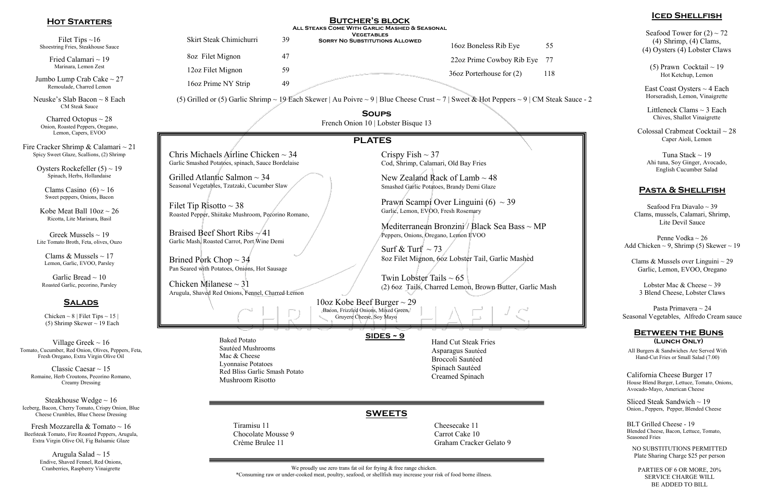## Hot Starters

Filet Tips ~16
Shoestring Fries, Steakhouse Sauce

Fried Calamari ~ 19
Marinara, Lemon Zest

Jumbo Lump Crab Cake ~ 27
Remoulade, Charred Lemon

Neuske's Slab Bacon ~ 8 Each
CM Steak Sauce

Charred Octopus ~ 28
Onion, Roasted Peppers, Oregano, Lemon, Capers, EVOO

Fire Cracker Shrimp & Calamari ~ 21
Spicy Sweet Glaze, Scallions, (2) Shrimp

Oysters Rockefeller (5) ~ 19
Spinach, Herbs, Hollandaise

Clams Casino (6) ~ 16
Sweet peppers, Onions, Bacon

Kobe Meat Ball 10oz ~ 26
Ricotta, Lite Marinara, Basil

Greek Mussels ~ 19
Lite Tomato Broth, Feta, olives, Ouzo

Clams & Mussels ~ 17
Lemon, Garlic, EVOO, Parsley

Garlic Bread ~ 10
Roasted Garlic, pecorino, Parsley

## Salads

Chicken ~ 8 | Filet Tips ~ 15 | (5) Shrimp Skewer ~ 19 Each

Village Greek ~ 16
Tomato, Cucumber, Red Onion, Olives, Peppers, Feta, Fresh Oregano, Extra Virgin Olive Oil

Classic Caesar ~ 15
Romaine, Herb Croutons, Pecorino Romano, Creamy Dressing

Steakhouse Wedge ~ 16
Iceberg, Bacon, Cherry Tomato, Crispy Onion, Blue Cheese Crumbles, Blue Cheese Dressing

Fresh Mozzarella & Tomato ~ 16
Beefsteak Tomato, Fire Roasted Peppers, Arugula, Extra Virgin Olive Oil, Fig Balsamic Glaze

Arugula Salad ~ 15
Endive, Shaved Fennel, Red Onions, Cranberries, Raspberry Vinaigrette

## Butcher's Block

**All Steaks Come With Garlic Mashed & Seasonal Vegetables**
**Sorry No Substitutions Allowed**

Skirt Steak Chimichurri 39
8oz Filet Mignon 47
12oz Filet Mignon 59
16oz Prime NY Strip 49
16oz Boneless Rib Eye 55
22oz Prime Cowboy Rib Eye 77
36oz Porterhouse for (2) 118

(5) Grilled or (5) Garlic Shrimp ~ 19 Each Skewer | Au Poivre ~ 9 | Blue Cheese Crust ~ 7 | Sweet & Hot Peppers ~ 9 | CM Steak Sauce - 2

## Soups

French Onion 10 | Lobster Bisque 13

## Plates

Chris Michaels Airline Chicken ~ 34
Garlic Smashed Potatoes, spinach, Sauce Bordelaise

Grilled Atlantic Salmon ~ 34
Seasonal Vegetables, Tzatzaki, Cucumber Slaw

Filet Tip Risotto ~ 38
Roasted Pepper, Shiitake Mushroom, Pecorino Romano,

Braised Beef Short Ribs ~ 41
Garlic Mash, Roasted Carrot, Port Wine Demi

Brined Pork Chop ~ 34
Pan Seared with Potatoes, Onions, Hot Sausage

Chicken Milanese ~ 31
Arugula, Shaved Red Onions, Fennel, Charred Lemon

Crispy Fish ~ 37
Cod, Shrimp, Calamari, Old Bay Fries

New Zealand Rack of Lamb ~ 48
Smashed Garlic Potatoes, Brandy Demi Glaze

Prawn Scampi Over Linguini (6) ~ 39
Garlic, Lemon, EVOO, Fresh Rosemary

Mediterranean Bronzini / Black Sea Bass ~ MP
Peppers, Onions, Oregano, Lemon EVOO

Surf & Turf ~ 73
8oz Filet Mignon, 6oz Lobster Tail, Garlic Mashed

Twin Lobster Tails ~ 65
(2) 6oz Tails, Charred Lemon, Brown Butter, Garlic Mash

10oz Kobe Beef Burger ~ 29
Bacon, Frizzled Onions, Mixed Green, Gruyere Cheese, Soy Mayo

## Sides ~ 9

Baked Potato
Sautéed Mushrooms
Mac & Cheese
Lyonnaise Potatoes
Red Bliss Garlic Smash Potato
Mushroom Risotto
Hand Cut Steak Fries
Asparagus Sautéed
Broccoli Sautéed
Spinach Sautéed
Creamed Spinach

## Sweets

Tiramisu 11
Chocolate Mousse 9
Crème Brulee 11
Cheesecake 11
Carrot Cake 10
Graham Cracker Gelato 9

We proudly use zero trans fat oil for frying & free range chicken.
*Consuming raw or under-cooked meat, poultry, seafood, or shellfish may increase your risk of food borne illness.

## Iced Shellfish

Seafood Tower for (2) ~ 72
(4) Shrimp, (4) Clams, (4) Oysters (4) Lobster Claws

(5) Prawn Cocktail ~ 19
Hot Ketchup, Lemon

East Coast Oysters ~ 4 Each
Horseradish, Lemon, Vinaigrette

Littleneck Clams ~ 3 Each
Chives, Shallot Vinaigrette

Colossal Crabmeat Cocktail ~ 28
Caper Aioli, Lemon

Tuna Stack ~ 19
Ahi tuna, Soy Ginger, Avocado, English Cucumber Salad

## Pasta & Shellfish

Seafood Fra Diavalo ~ 39
Clams, mussels, Calamari, Shrimp, Lite Devil Sauce

Penne Vodka ~ 26
Add Chicken ~ 9, Shrimp (5) Skewer ~ 19

Clams & Mussels over Linguini ~ 29
Garlic, Lemon, EVOO, Oregano

Lobster Mac & Cheese ~ 39
3 Blend Cheese, Lobster Claws

Pasta Primavera ~ 24
Seasonal Vegetables, Alfredo Cream sauce

## Between the Buns
**(Lunch Only)**

All Burgers & Sandwiches Are Served With Hand-Cut Fries or Small Salad (7.00)

California Cheese Burger 17
House Blend Burger, Lettuce, Tomato, Onions, Avocado-Mayo, American Cheese

Sliced Steak Sandwich ~ 19
Onion., Peppers, Pepper, Blended Cheese

BLT Grilled Cheese - 19
Blended Cheese, Bacon, Lettuce, Tomato, Seasoned Fries

NO SUBSTITUTIONS PERMITTED
Plate Sharing Charge $25 per person

PARTIES OF 6 OR MORE, 20% SERVICE CHARGE WILL BE ADDED TO BILL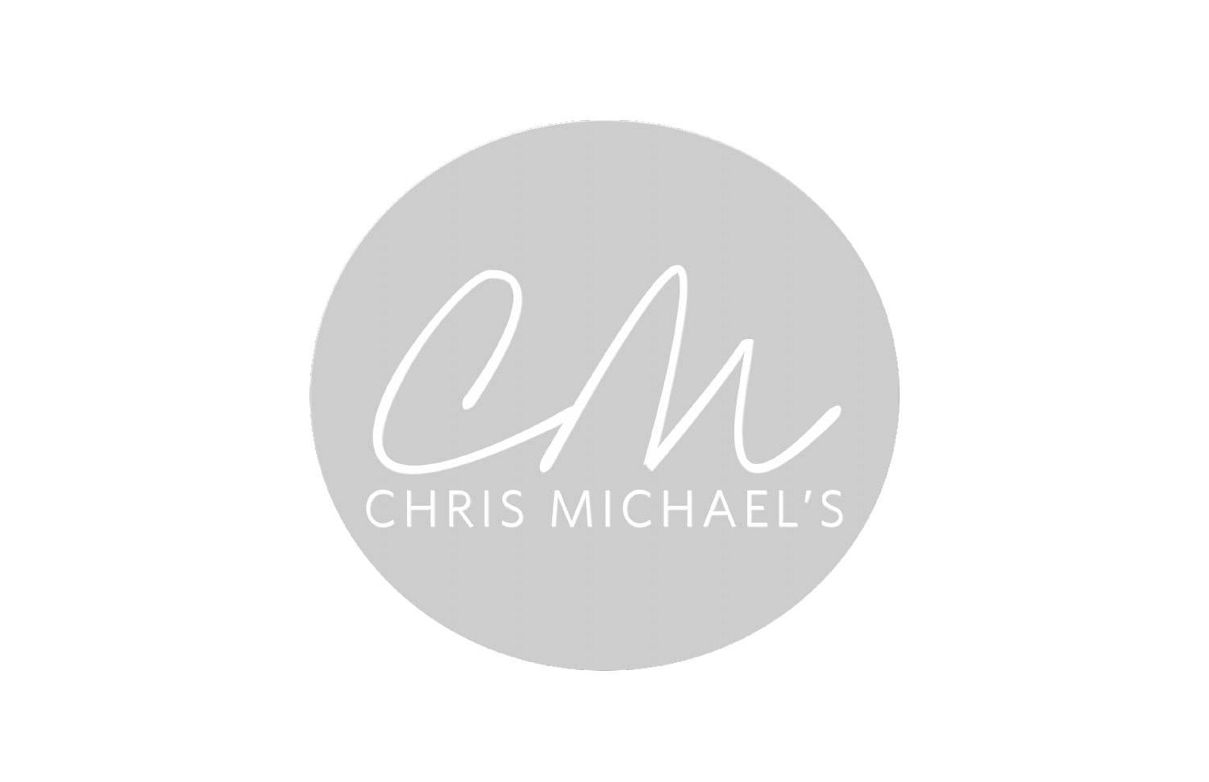CHRIS MICHAEL'S